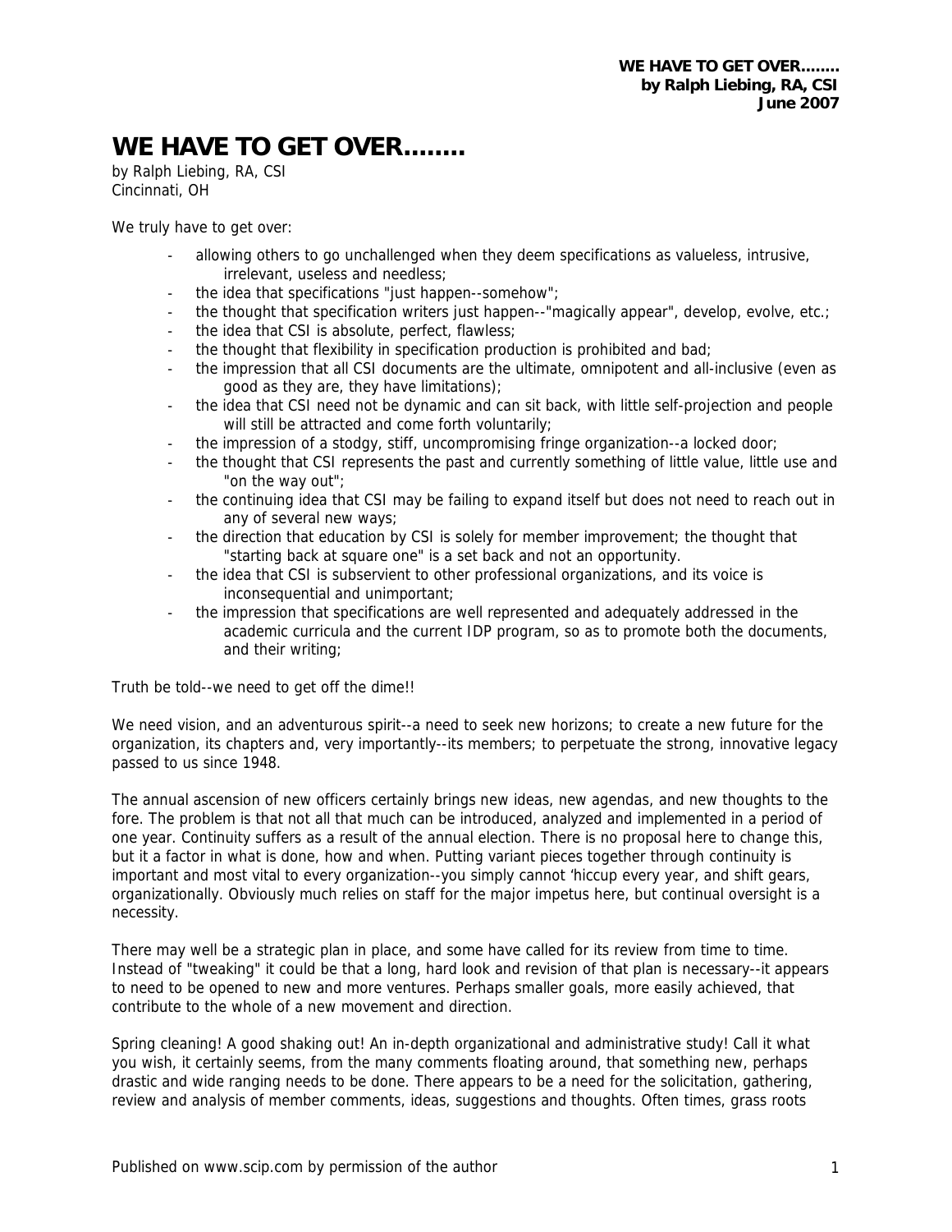# WE HAVE TO GET OVER........

by Ralph Liebing, RA, CSI
Cincinnati, OH

We truly have to get over:

- allowing others to go unchallenged when they deem specifications as valueless, intrusive, irrelevant, useless and needless;
- the idea that specifications "just happen--somehow";
- the thought that specification writers just happen--"magically appear", develop, evolve, etc.;
- the idea that CSI is absolute, perfect, flawless;
- the thought that flexibility in specification production is prohibited and bad;
- the impression that all CSI documents are the ultimate, omnipotent and all-inclusive (even as good as they are, they have limitations);
- the idea that CSI need not be dynamic and can sit back, with little self-projection and people will still be attracted and come forth voluntarily;
- the impression of a stodgy, stiff, uncompromising fringe organization--a locked door;
- the thought that CSI represents the past and currently something of little value, little use and "on the way out";
- the continuing idea that CSI may be failing to expand itself but does not need to reach out in any of several new ways;
- the direction that education by CSI is solely for member improvement; the thought that "starting back at square one" is a set back and not an opportunity.
- the idea that CSI is subservient to other professional organizations, and its voice is inconsequential and unimportant;
- the impression that specifications are well represented and adequately addressed in the academic curricula and the current IDP program, so as to promote both the documents, and their writing;

Truth be told--we need to get off the dime!!

We need vision, and an adventurous spirit--a need to seek new horizons; to create a new future for the organization, its chapters and, very importantly--its members; to perpetuate the strong, innovative legacy passed to us since 1948.

The annual ascension of new officers certainly brings new ideas, new agendas, and new thoughts to the fore. The problem is that not all that much can be introduced, analyzed and implemented in a period of one year. Continuity suffers as a result of the annual election. There is no proposal here to change this, but it a factor in what is done, how and when. Putting variant pieces together through continuity is important and most vital to every organization--you simply cannot 'hiccup every year, and shift gears, organizationally. Obviously much relies on staff for the major impetus here, but continual oversight is a necessity.

There may well be a strategic plan in place, and some have called for its review from time to time. Instead of "tweaking" it could be that a long, hard look and revision of that plan is necessary--it appears to need to be opened to new and more ventures. Perhaps smaller goals, more easily achieved, that contribute to the whole of a new movement and direction.

Spring cleaning! A good shaking out! An in-depth organizational and administrative study! Call it what you wish, it certainly seems, from the many comments floating around, that something new, perhaps drastic and wide ranging needs to be done. There appears to be a need for the solicitation, gathering, review and analysis of member comments, ideas, suggestions and thoughts. Often times, grass roots

Published on www.scip.com by permission of the author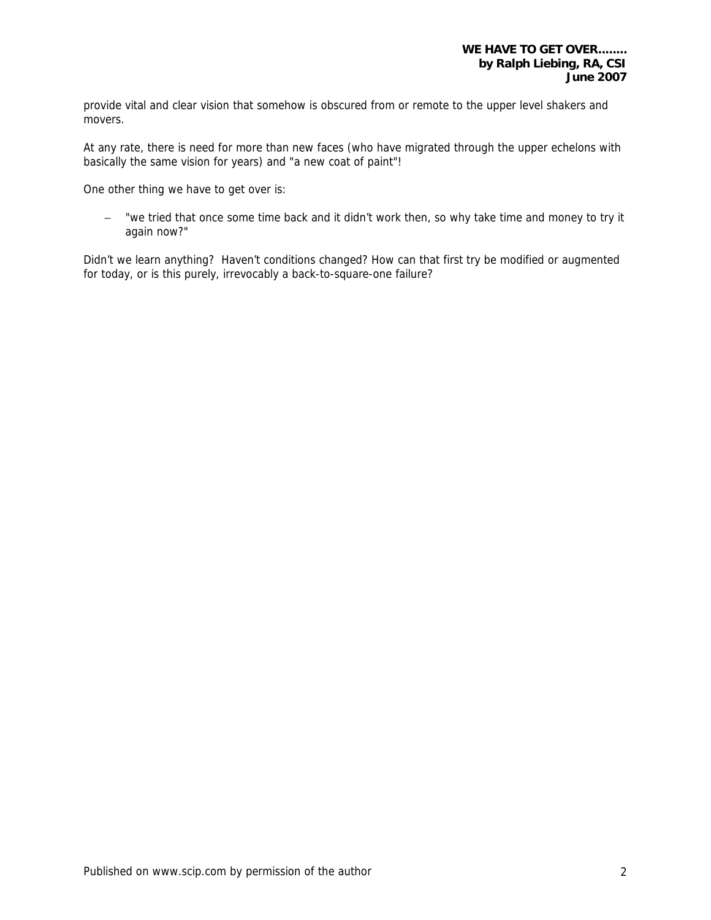provide vital and clear vision that somehow is obscured from or remote to the upper level shakers and movers.

At any rate, there is need for more than new faces (who have migrated through the upper echelons with basically the same vision for years) and "a new coat of paint"!

One other thing we have to get over is:

- "we tried that once some time back and it didn't work then, so why take time and money to try it again now?"

Didn't we learn anything? Haven't conditions changed? How can that first try be modified or augmented for today, or is this purely, irrevocably a back-to-square-one failure?